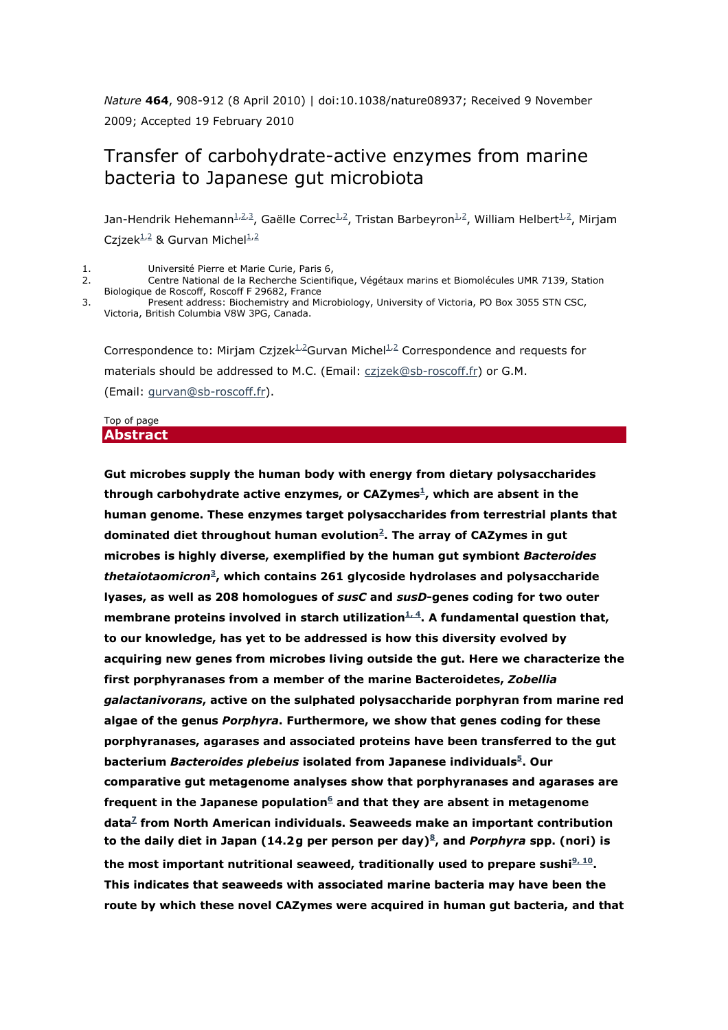*Nature* **464**, 908-912 (8 April 2010) | doi:10.1038/nature08937; Received 9 November 2009; Accepted 19 February 2010

# Transfer of carbohydrate-active enzymes from marine bacteria to Japanese gut microbiota

Jan-Hendrik Hehemann[1,2,3], Gaëlle Correc[1,2], Tristan Barbeyron[1,2], William Helbert[1,2], Mirjam Czjzek[1,2] & Gurvan Michel[1,2]

1. Université Pierre et Marie Curie, Paris 6,
2. Centre National de la Recherche Scientifique, Végétaux marins et Biomolécules UMR 7139, Station Biologique de Roscoff, Roscoff F 29682, France
3. Present address: Biochemistry and Microbiology, University of Victoria, PO Box 3055 STN CSC, Victoria, British Columbia V8W 3PG, Canada.

Correspondence to: Mirjam Czjzek[1,2]Gurvan Michel[1,2] Correspondence and requests for materials should be addressed to M.C. (Email: czjzek@sb-roscoff.fr) or G.M. (Email: gurvan@sb-roscoff.fr).

Top of page

## Abstract

**Gut microbes supply the human body with energy from dietary polysaccharides through carbohydrate active enzymes, or CAZymes[1], which are absent in the human genome. These enzymes target polysaccharides from terrestrial plants that dominated diet throughout human evolution[2]. The array of CAZymes in gut microbes is highly diverse, exemplified by the human gut symbiont *Bacteroides thetaiotaomicron*[3], which contains 261 glycoside hydrolases and polysaccharide lyases, as well as 208 homologues of *susC* and *susD*-genes coding for two outer membrane proteins involved in starch utilization[1,4]. A fundamental question that, to our knowledge, has yet to be addressed is how this diversity evolved by acquiring new genes from microbes living outside the gut. Here we characterize the first porphyranases from a member of the marine Bacteroidetes, *Zobellia galactanivorans*, active on the sulphated polysaccharide porphyran from marine red algae of the genus *Porphyra*. Furthermore, we show that genes coding for these porphyranases, agarases and associated proteins have been transferred to the gut bacterium *Bacteroides plebeius* isolated from Japanese individuals[5]. Our comparative gut metagenome analyses show that porphyranases and agarases are frequent in the Japanese population[6] and that they are absent in metagenome data[7] from North American individuals. Seaweeds make an important contribution to the daily diet in Japan (14.2g per person per day)[8], and *Porphyra* spp. (nori) is the most important nutritional seaweed, traditionally used to prepare sushi[9,10]. This indicates that seaweeds with associated marine bacteria may have been the route by which these novel CAZymes were acquired in human gut bacteria, and that**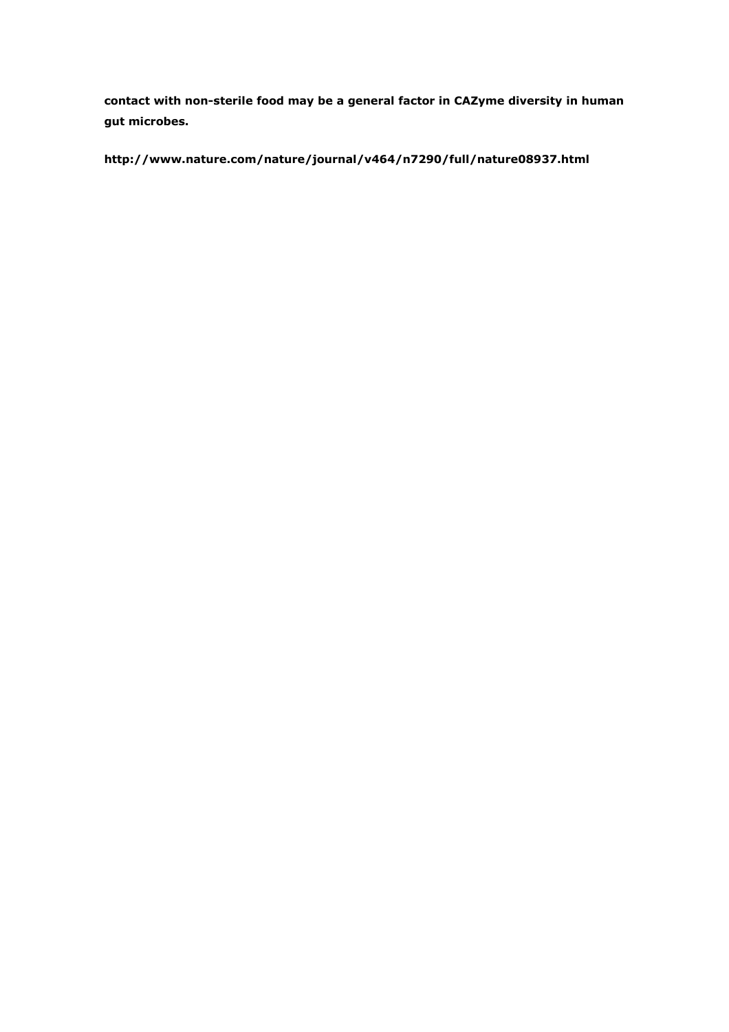**contact with non-sterile food may be a general factor in CAZyme diversity in human gut microbes.**

**http://www.nature.com/nature/journal/v464/n7290/full/nature08937.html**